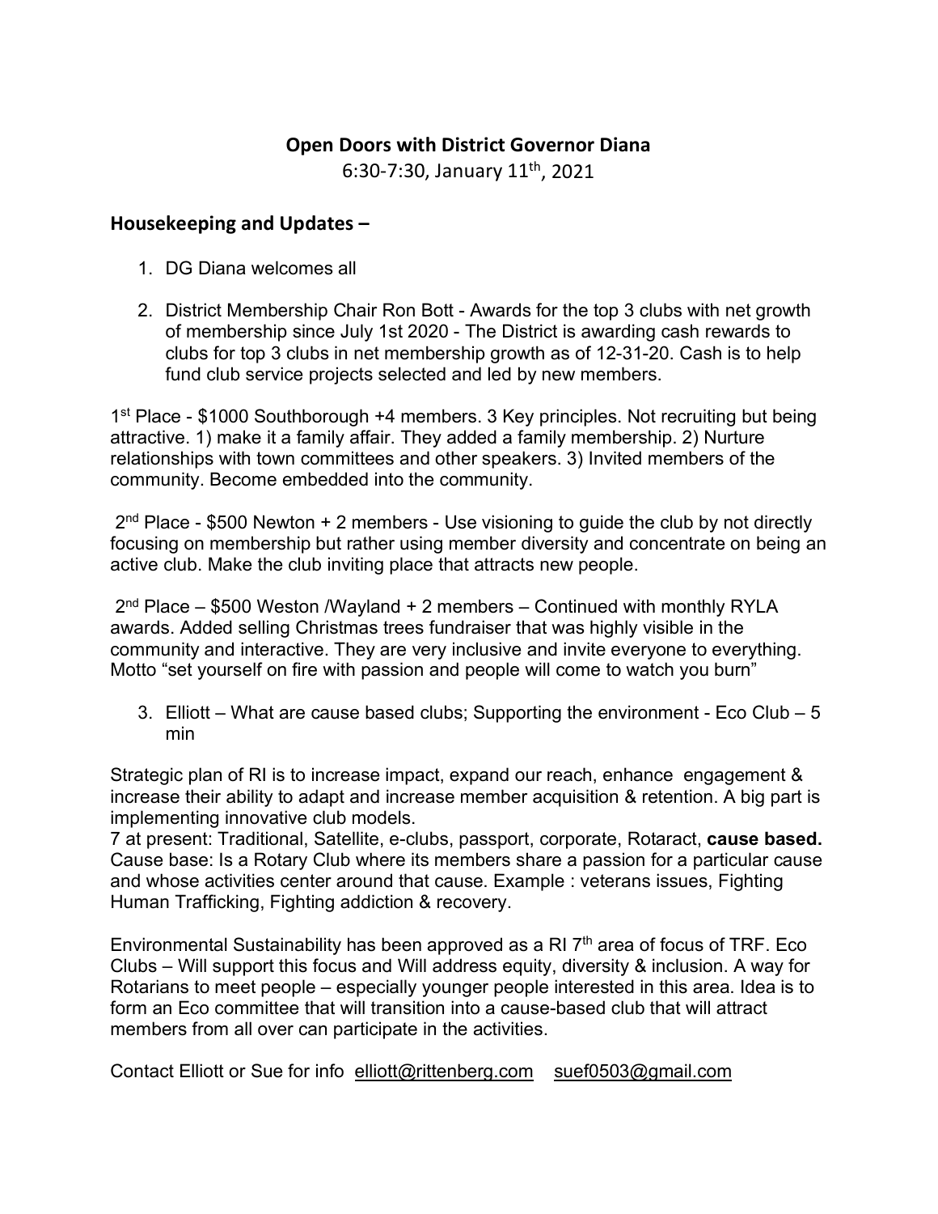# Open Doors with District Governor Diana

6:30-7:30, January 11th, 2021

## Housekeeping and Updates –

1. DG Diana welcomes all

2. District Membership Chair Ron Bott - Awards for the top 3 clubs with net growth of membership since July 1st 2020 - The District is awarding cash rewards to clubs for top 3 clubs in net membership growth as of 12-31-20. Cash is to help fund club service projects selected and led by new members.

1st Place - $1000 Southborough +4 members. 3 Key principles. Not recruiting but being attractive. 1) make it a family affair. They added a family membership. 2) Nurture relationships with town committees and other speakers. 3) Invited members of the community. Become embedded into the community.

2nd Place - $500 Newton + 2 members - Use visioning to guide the club by not directly focusing on membership but rather using member diversity and concentrate on being an active club. Make the club inviting place that attracts new people.

2nd Place – $500 Weston /Wayland + 2 members – Continued with monthly RYLA awards. Added selling Christmas trees fundraiser that was highly visible in the community and interactive. They are very inclusive and invite everyone to everything. Motto "set yourself on fire with passion and people will come to watch you burn"

3. Elliott – What are cause based clubs; Supporting the environment - Eco Club – 5 min

Strategic plan of RI is to increase impact, expand our reach, enhance engagement & increase their ability to adapt and increase member acquisition & retention. A big part is implementing innovative club models.
7 at present: Traditional, Satellite, e-clubs, passport, corporate, Rotaract, **cause based.** Cause base: Is a Rotary Club where its members share a passion for a particular cause and whose activities center around that cause. Example : veterans issues, Fighting Human Trafficking, Fighting addiction & recovery.

Environmental Sustainability has been approved as a RI 7th area of focus of TRF. Eco Clubs – Will support this focus and Will address equity, diversity & inclusion. A way for Rotarians to meet people – especially younger people interested in this area. Idea is to form an Eco committee that will transition into a cause-based club that will attract members from all over can participate in the activities.

Contact Elliott or Sue for info elliott@rittenberg.com suef0503@gmail.com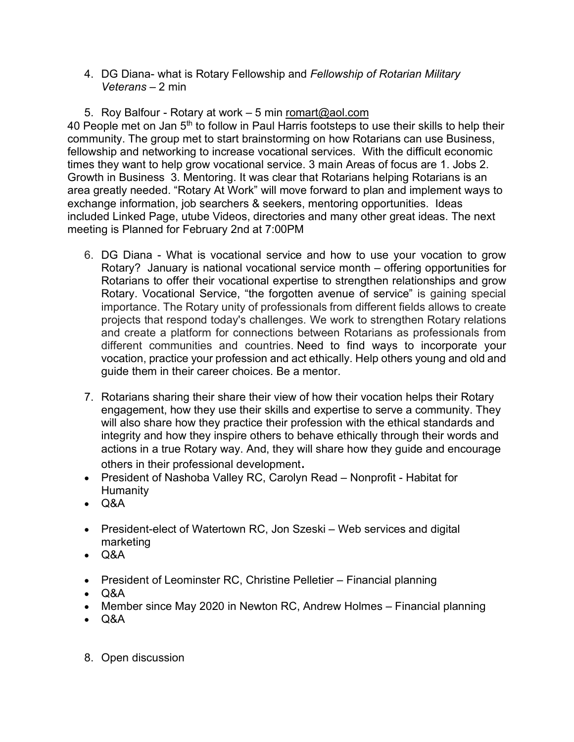4. DG Diana- what is Rotary Fellowship and *Fellowship of Rotarian Military Veterans* – 2 min

5. Roy Balfour - Rotary at work – 5 min romart@aol.com

40 People met on Jan 5th to follow in Paul Harris footsteps to use their skills to help their community. The group met to start brainstorming on how Rotarians can use Business, fellowship and networking to increase vocational services. With the difficult economic times they want to help grow vocational service. 3 main Areas of focus are 1. Jobs 2. Growth in Business 3. Mentoring. It was clear that Rotarians helping Rotarians is an area greatly needed. "Rotary At Work" will move forward to plan and implement ways to exchange information, job searchers & seekers, mentoring opportunities. Ideas included Linked Page, utube Videos, directories and many other great ideas. The next meeting is Planned for February 2nd at 7:00PM

6. DG Diana - What is vocational service and how to use your vocation to grow Rotary? January is national vocational service month – offering opportunities for Rotarians to offer their vocational expertise to strengthen relationships and grow Rotary. Vocational Service, "the forgotten avenue of service" is gaining special importance. The Rotary unity of professionals from different fields allows to create projects that respond today's challenges. We work to strengthen Rotary relations and create a platform for connections between Rotarians as professionals from different communities and countries. Need to find ways to incorporate your vocation, practice your profession and act ethically. Help others young and old and guide them in their career choices. Be a mentor.

7. Rotarians sharing their share their view of how their vocation helps their Rotary engagement, how they use their skills and expertise to serve a community. They will also share how they practice their profession with the ethical standards and integrity and how they inspire others to behave ethically through their words and actions in a true Rotary way. And, they will share how they guide and encourage others in their professional development.

- President of Nashoba Valley RC, Carolyn Read – Nonprofit - Habitat for Humanity
- Q&A

- President-elect of Watertown RC, Jon Szeski – Web services and digital marketing
- Q&A

- President of Leominster RC, Christine Pelletier – Financial planning
- Q&A
- Member since May 2020 in Newton RC, Andrew Holmes – Financial planning
- Q&A

8. Open discussion